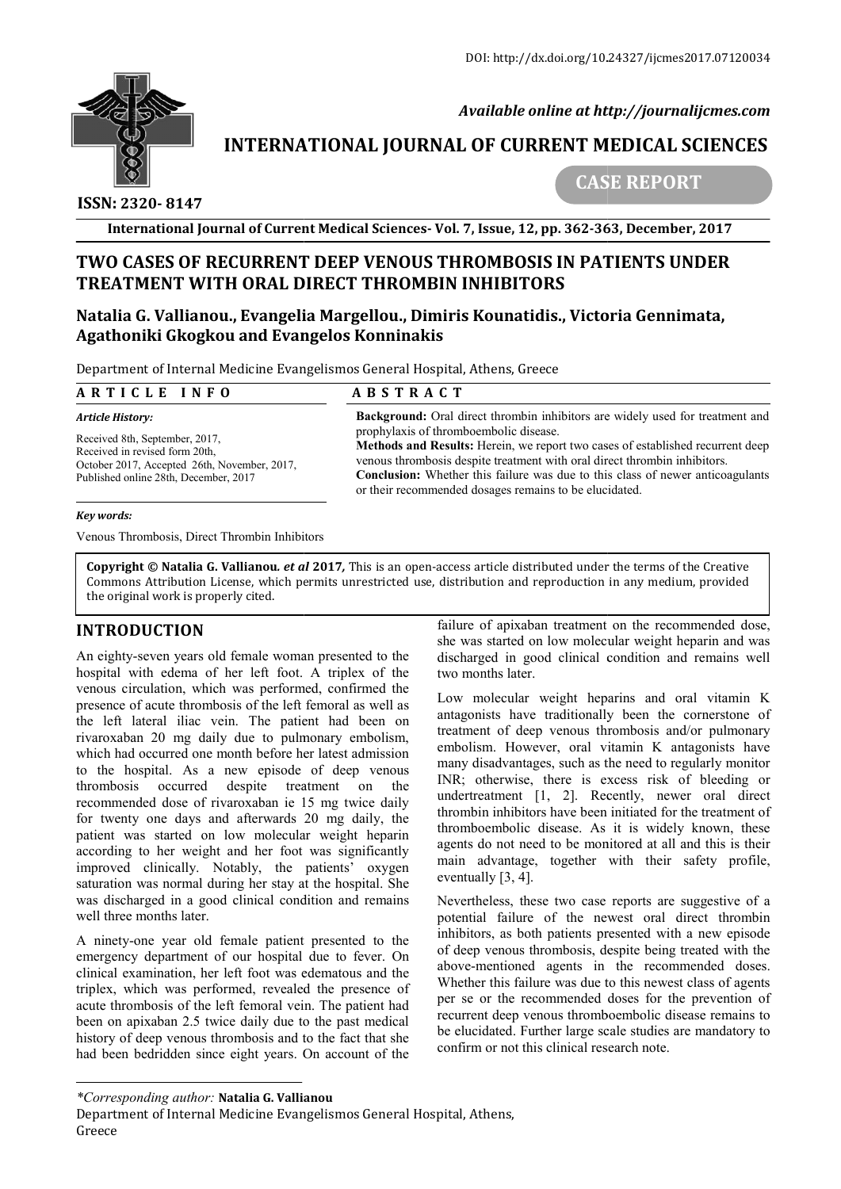DOI: http://dx.doi.org/10.24327/ijcmes2017.07120034

*Available online at http://journalijcmes.com*

**INTERNATIONAL JOURNAL OF CURRENT MEDICAL SCIENCES**

**CASE REPORT**

**ISSN: 2320- 8147**

**International Journal of Current Medical Sciences- Vol. 7, Issue, 12, pp. 362-363, December, 2017**

# TWO CASES OF RECURRENT DEEP VENOUS THROMBOSIS IN PATIENTS UNDER TREATMENT WITH ORAL DIRECT THROMBIN INHIBITORS

**Natalia G. Vallianou., Evangelia Margellou., Dimiris Kounatidis., Victoria Gennimata, Agathoniki Gkogkou and Evangelos Konninakis**

Department of Internal Medicine Evangelismos General Hospital, Athens, Greece

## ARTICLE INFO

*Article History:*

Received 8th, September, 2017, Received in revised form 20th, October 2017, Accepted 26th, November, 2017, Published online 28th, December, 2017

*Key words:*

Venous Thrombosis, Direct Thrombin Inhibitors

## ABSTRACT

**Background:** Oral direct thrombin inhibitors are widely used for treatment and prophylaxis of thromboembolic disease.

**Methods and Results:** Herein, we report two cases of established recurrent deep venous thrombosis despite treatment with oral direct thrombin inhibitors.

**Conclusion:** Whether this failure was due to this class of newer anticoagulants or their recommended dosages remains to be elucidated.

**Copyright © Natalia G. Vallianou.** ***et al*** **2017,** This is an open-access article distributed under the terms of the Creative Commons Attribution License, which permits unrestricted use, distribution and reproduction in any medium, provided the original work is properly cited.

## INTRODUCTION

An eighty-seven years old female woman presented to the hospital with edema of her left foot. A triplex of the venous circulation, which was performed, confirmed the presence of acute thrombosis of the left femoral as well as the left lateral iliac vein. The patient had been on rivaroxaban 20 mg daily due to pulmonary embolism, which had occurred one month before her latest admission to the hospital. As a new episode of deep venous thrombosis occurred despite treatment on the recommended dose of rivaroxaban ie 15 mg twice daily for twenty one days and afterwards 20 mg daily, the patient was started on low molecular weight heparin according to her weight and her foot was significantly improved clinically. Notably, the patients' oxygen saturation was normal during her stay at the hospital. She was discharged in a good clinical condition and remains well three months later.

A ninety-one year old female patient presented to the emergency department of our hospital due to fever. On clinical examination, her left foot was edematous and the triplex, which was performed, revealed the presence of acute thrombosis of the left femoral vein. The patient had been on apixaban 2.5 twice daily due to the past medical history of deep venous thrombosis and to the fact that she had been bedridden since eight years. On account of the failure of apixaban treatment on the recommended dose, she was started on low molecular weight heparin and was discharged in good clinical condition and remains well two months later.

Low molecular weight heparins and oral vitamin K antagonists have traditionally been the cornerstone of treatment of deep venous thrombosis and/or pulmonary embolism. However, oral vitamin K antagonists have many disadvantages, such as the need to regularly monitor INR; otherwise, there is excess risk of bleeding or undertreatment [1, 2]. Recently, newer oral direct thrombin inhibitors have been initiated for the treatment of thromboembolic disease. As it is widely known, these agents do not need to be monitored at all and this is their main advantage, together with their safety profile, eventually [3, 4].

Nevertheless, these two case reports are suggestive of a potential failure of the newest oral direct thrombin inhibitors, as both patients presented with a new episode of deep venous thrombosis, despite being treated with the above-mentioned agents in the recommended doses. Whether this failure was due to this newest class of agents per se or the recommended doses for the prevention of recurrent deep venous thromboembolic disease remains to be elucidated. Further large scale studies are mandatory to confirm or not this clinical research note.

*\*Corresponding author:* **Natalia G. Vallianou**

Department of Internal Medicine Evangelismos General Hospital, Athens, Greece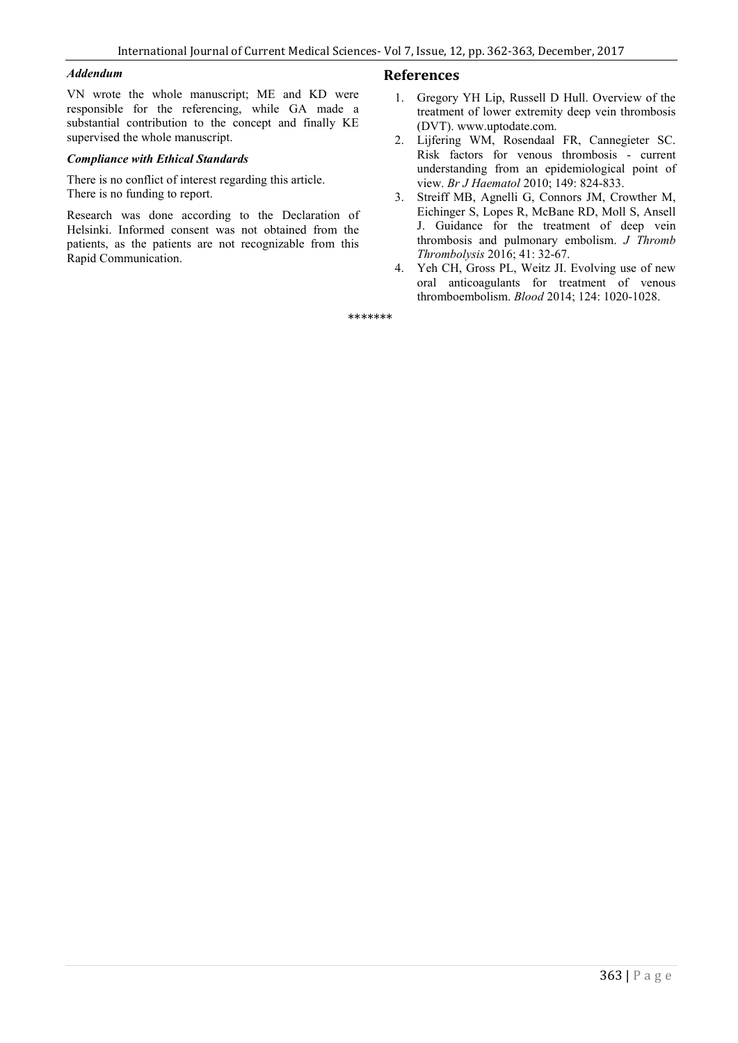### *Addendum*

VN wrote the whole manuscript; ME and KD were responsible for the referencing, while GA made a substantial contribution to the concept and finally KE supervised the whole manuscript.

### *Compliance with Ethical Standards*

There is no conflict of interest regarding this article.
There is no funding to report.

Research was done according to the Declaration of Helsinki. Informed consent was not obtained from the patients, as the patients are not recognizable from this Rapid Communication.

## References

1. Gregory YH Lip, Russell D Hull. Overview of the treatment of lower extremity deep vein thrombosis (DVT). www.uptodate.com.
2. Lijfering WM, Rosendaal FR, Cannegieter SC. Risk factors for venous thrombosis - current understanding from an epidemiological point of view. *Br J Haematol* 2010; 149: 824-833.
3. Streiff MB, Agnelli G, Connors JM, Crowther M, Eichinger S, Lopes R, McBane RD, Moll S, Ansell J. Guidance for the treatment of deep vein thrombosis and pulmonary embolism. *J Thromb Thrombolysis* 2016; 41: 32-67.
4. Yeh CH, Gross PL, Weitz JI. Evolving use of new oral anticoagulants for treatment of venous thromboembolism. *Blood* 2014; 124: 1020-1028.

*******